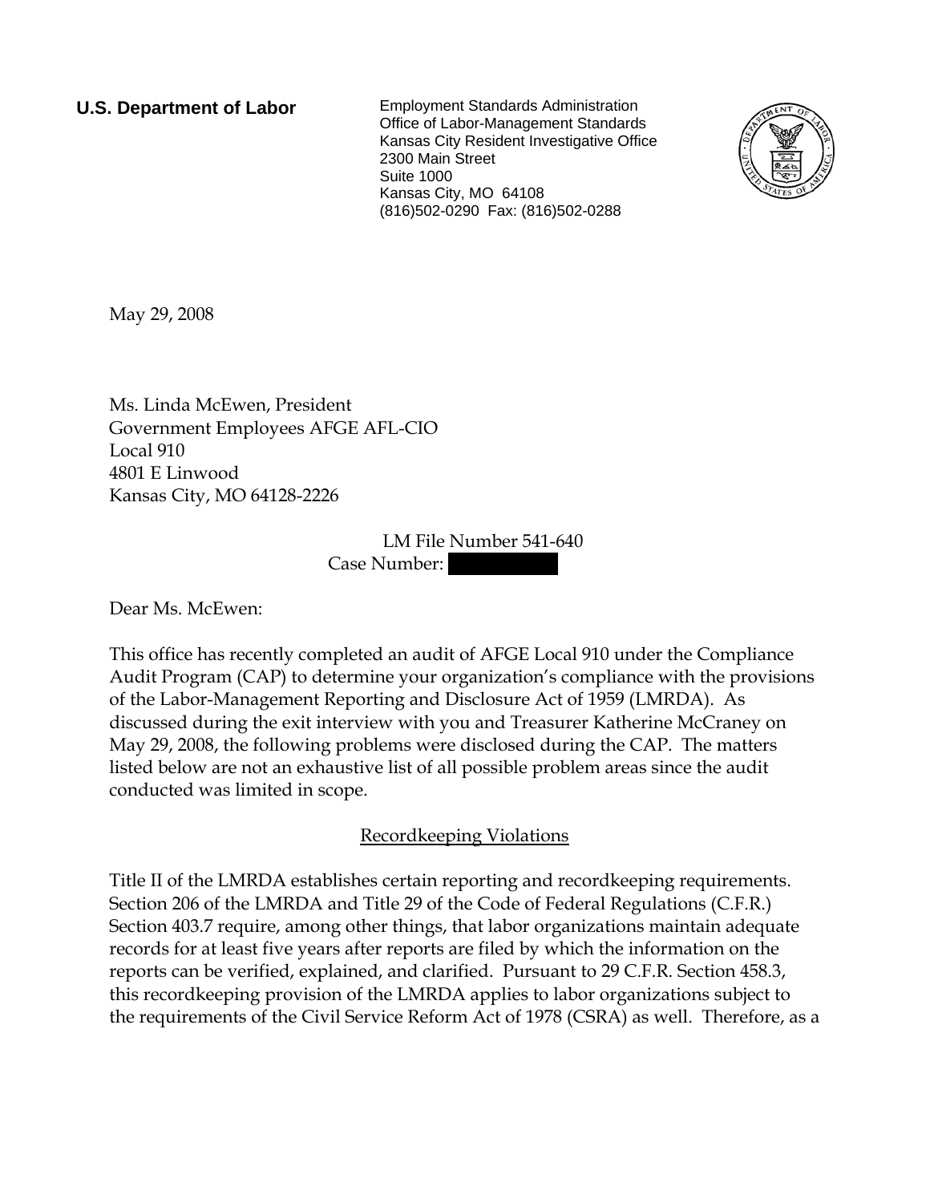**U.S. Department of Labor**

Employment Standards Administration
Office of Labor-Management Standards
Kansas City Resident Investigative Office
2300 Main Street
Suite 1000
Kansas City, MO 64108
(816)502-0290 Fax: (816)502-0288

May 29, 2008

Ms. Linda McEwen, President
Government Employees AFGE AFL-CIO
Local 910
4801 E Linwood
Kansas City, MO 64128-2226

LM File Number 541-640
Case Number: 

Dear Ms. McEwen:

This office has recently completed an audit of AFGE Local 910 under the Compliance Audit Program (CAP) to determine your organization's compliance with the provisions of the Labor-Management Reporting and Disclosure Act of 1959 (LMRDA). As discussed during the exit interview with you and Treasurer Katherine McCraney on May 29, 2008, the following problems were disclosed during the CAP. The matters listed below are not an exhaustive list of all possible problem areas since the audit conducted was limited in scope.

## Recordkeeping Violations

Title II of the LMRDA establishes certain reporting and recordkeeping requirements. Section 206 of the LMRDA and Title 29 of the Code of Federal Regulations (C.F.R.) Section 403.7 require, among other things, that labor organizations maintain adequate records for at least five years after reports are filed by which the information on the reports can be verified, explained, and clarified. Pursuant to 29 C.F.R. Section 458.3, this recordkeeping provision of the LMRDA applies to labor organizations subject to the requirements of the Civil Service Reform Act of 1978 (CSRA) as well. Therefore, as a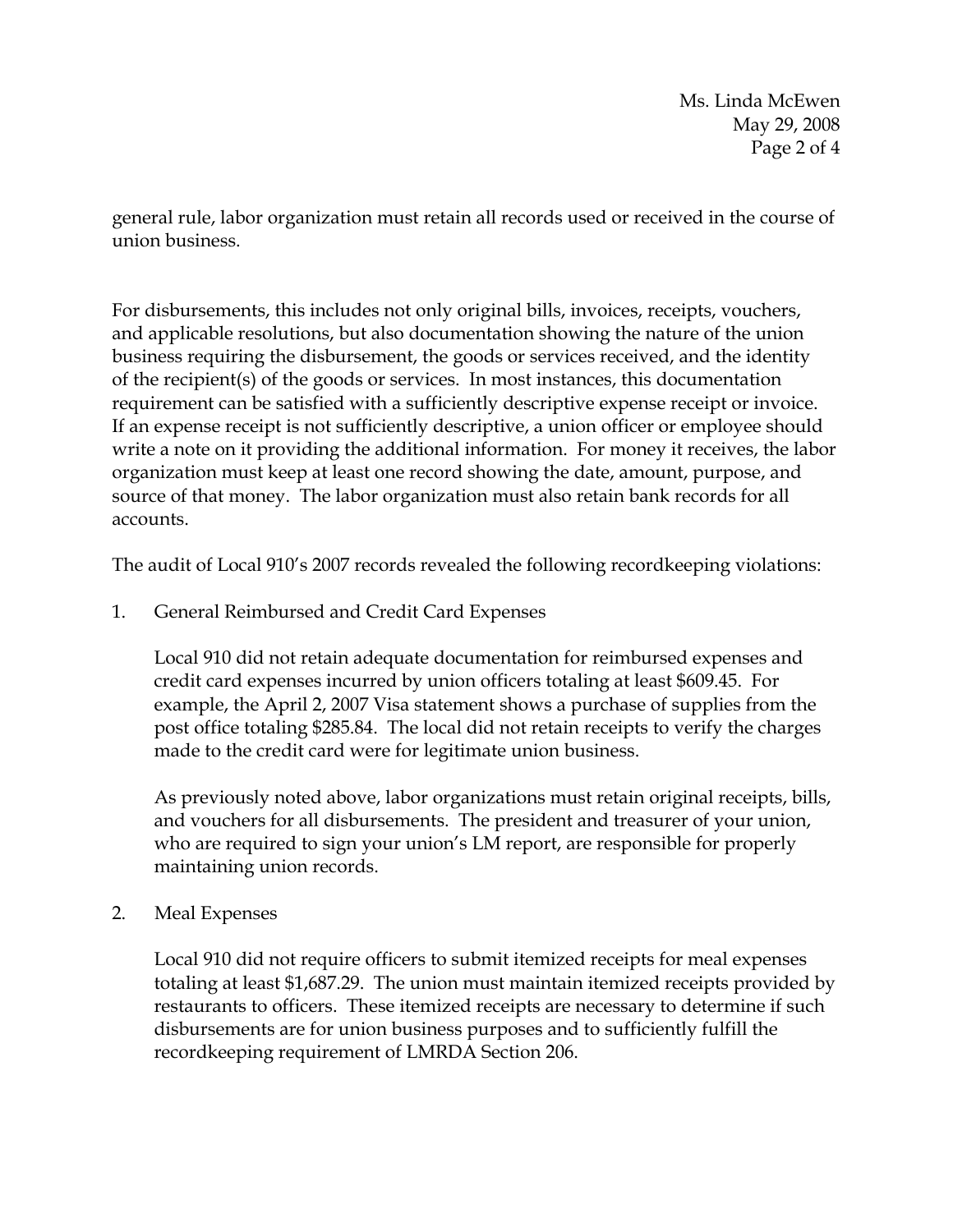general rule, labor organization must retain all records used or received in the course of union business.

For disbursements, this includes not only original bills, invoices, receipts, vouchers, and applicable resolutions, but also documentation showing the nature of the union business requiring the disbursement, the goods or services received, and the identity of the recipient(s) of the goods or services. In most instances, this documentation requirement can be satisfied with a sufficiently descriptive expense receipt or invoice. If an expense receipt is not sufficiently descriptive, a union officer or employee should write a note on it providing the additional information. For money it receives, the labor organization must keep at least one record showing the date, amount, purpose, and source of that money. The labor organization must also retain bank records for all accounts.

The audit of Local 910's 2007 records revealed the following recordkeeping violations:

1. General Reimbursed and Credit Card Expenses

   Local 910 did not retain adequate documentation for reimbursed expenses and credit card expenses incurred by union officers totaling at least $609.45. For example, the April 2, 2007 Visa statement shows a purchase of supplies from the post office totaling $285.84. The local did not retain receipts to verify the charges made to the credit card were for legitimate union business.

   As previously noted above, labor organizations must retain original receipts, bills, and vouchers for all disbursements. The president and treasurer of your union, who are required to sign your union's LM report, are responsible for properly maintaining union records.

2. Meal Expenses

   Local 910 did not require officers to submit itemized receipts for meal expenses totaling at least $1,687.29. The union must maintain itemized receipts provided by restaurants to officers. These itemized receipts are necessary to determine if such disbursements are for union business purposes and to sufficiently fulfill the recordkeeping requirement of LMRDA Section 206.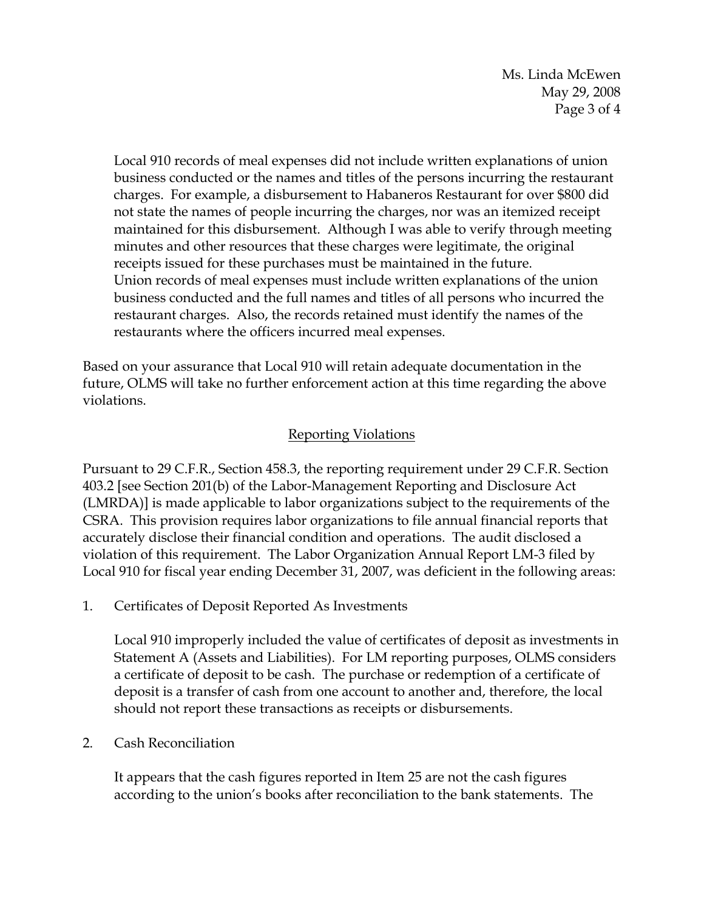Local 910 records of meal expenses did not include written explanations of union business conducted or the names and titles of the persons incurring the restaurant charges. For example, a disbursement to Habaneros Restaurant for over $800 did not state the names of people incurring the charges, nor was an itemized receipt maintained for this disbursement. Although I was able to verify through meeting minutes and other resources that these charges were legitimate, the original receipts issued for these purchases must be maintained in the future. Union records of meal expenses must include written explanations of the union business conducted and the full names and titles of all persons who incurred the restaurant charges. Also, the records retained must identify the names of the restaurants where the officers incurred meal expenses.

Based on your assurance that Local 910 will retain adequate documentation in the future, OLMS will take no further enforcement action at this time regarding the above violations.

## Reporting Violations

Pursuant to 29 C.F.R., Section 458.3, the reporting requirement under 29 C.F.R. Section 403.2 [see Section 201(b) of the Labor-Management Reporting and Disclosure Act (LMRDA)] is made applicable to labor organizations subject to the requirements of the CSRA. This provision requires labor organizations to file annual financial reports that accurately disclose their financial condition and operations. The audit disclosed a violation of this requirement. The Labor Organization Annual Report LM-3 filed by Local 910 for fiscal year ending December 31, 2007, was deficient in the following areas:

1. Certificates of Deposit Reported As Investments

   Local 910 improperly included the value of certificates of deposit as investments in Statement A (Assets and Liabilities). For LM reporting purposes, OLMS considers a certificate of deposit to be cash. The purchase or redemption of a certificate of deposit is a transfer of cash from one account to another and, therefore, the local should not report these transactions as receipts or disbursements.

2. Cash Reconciliation

   It appears that the cash figures reported in Item 25 are not the cash figures according to the union's books after reconciliation to the bank statements. The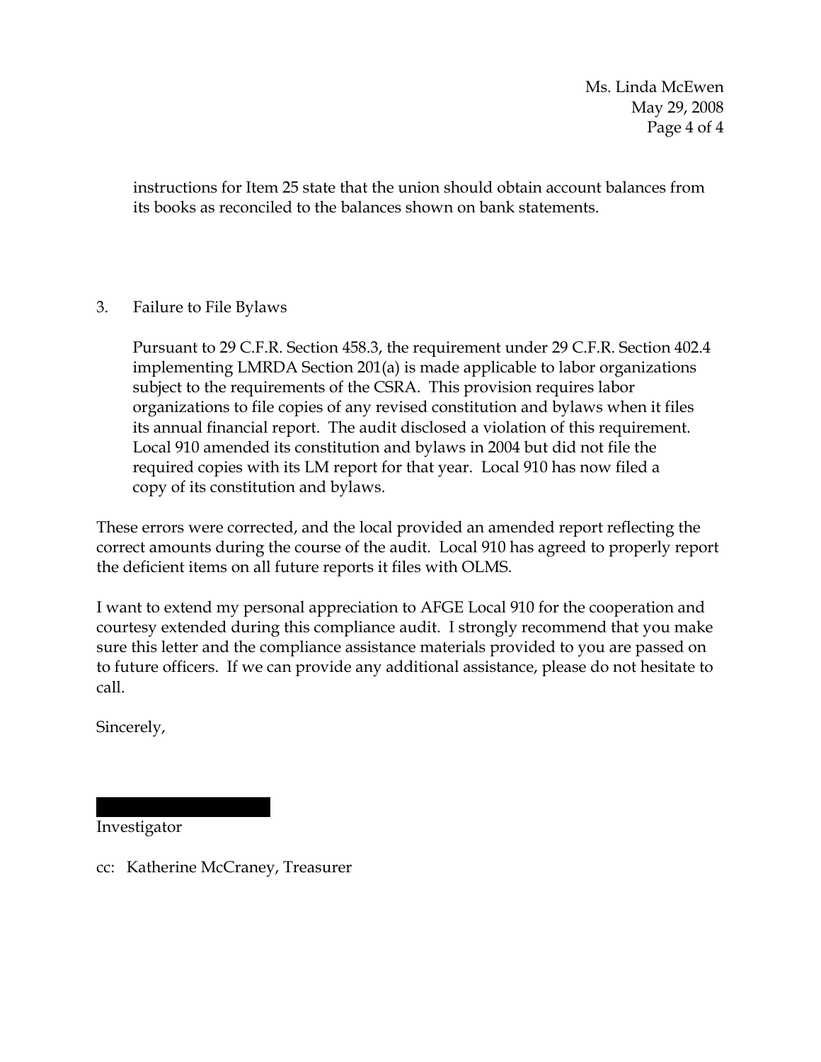instructions for Item 25 state that the union should obtain account balances from its books as reconciled to the balances shown on bank statements.

3. Failure to File Bylaws

   Pursuant to 29 C.F.R. Section 458.3, the requirement under 29 C.F.R. Section 402.4 implementing LMRDA Section 201(a) is made applicable to labor organizations subject to the requirements of the CSRA. This provision requires labor organizations to file copies of any revised constitution and bylaws when it files its annual financial report. The audit disclosed a violation of this requirement. Local 910 amended its constitution and bylaws in 2004 but did not file the required copies with its LM report for that year. Local 910 has now filed a copy of its constitution and bylaws.

These errors were corrected, and the local provided an amended report reflecting the correct amounts during the course of the audit. Local 910 has agreed to properly report the deficient items on all future reports it files with OLMS.

I want to extend my personal appreciation to AFGE Local 910 for the cooperation and courtesy extended during this compliance audit. I strongly recommend that you make sure this letter and the compliance assistance materials provided to you are passed on to future officers. If we can provide any additional assistance, please do not hesitate to call.

Sincerely,

Investigator

cc: Katherine McCraney, Treasurer